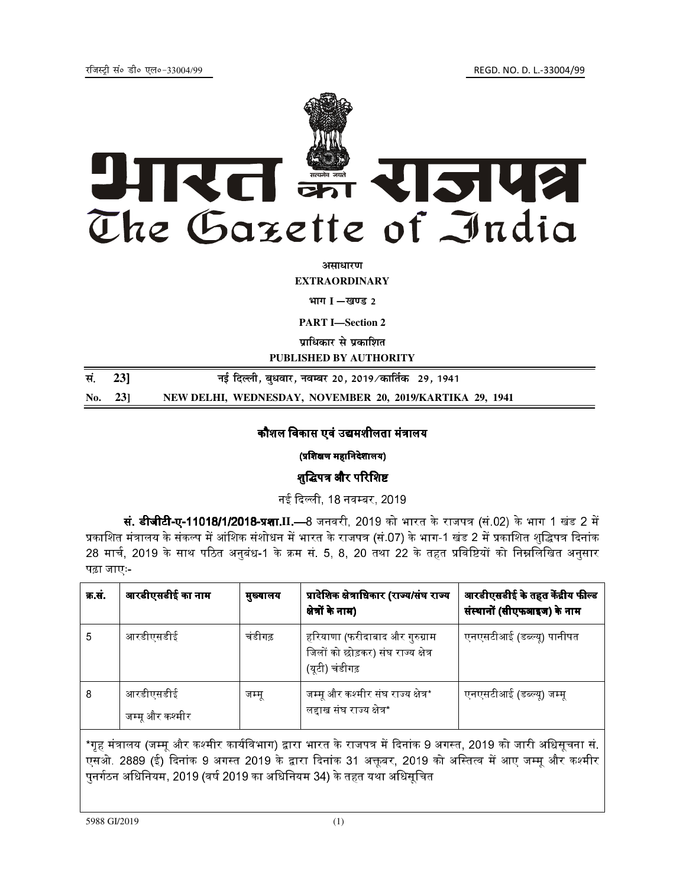रजिस्ट्री सं० डी० एल०-33004/99 REGD. NO. D. L.-33004/99

# भारत का राजपत्र
# The Gazette of India

**असाधारण**

**EXTRAORDINARY**

**भाग I —खण्ड 2**

**PART I—Section 2**

**प्राधिकार से प्रकाशित**

**PUBLISHED BY AUTHORITY**

सं. 23] नई दिल्ली, बुधवार, नवम्बर 20, 2019/कार्तिक 29, 1941

No. 23] NEW DELHI, WEDNESDAY, NOVEMBER 20, 2019/KARTIKA 29, 1941

## कौशल विकास एवं उद्यमशीलता मंत्रालय

**(प्रशिक्षण महानिदेशालय)**

### शुद्धिपत्र और परिशिष्ट

नई दिल्ली, 18 नवम्बर, 2019

**सं. डीजीटी-ए-11018/1/2018-प्रशा.II.—**8 जनवरी, 2019 को भारत के राजपत्र (सं.02) के भाग 1 खंड 2 में प्रकाशित मंत्रालय के संकल्प में आंशिक संशोधन में भारत के राजपत्र (सं.07) के भाग-1 खंड 2 में प्रकाशित शुद्धिपत्र दिनांक 28 मार्च, 2019 के साथ पठित अनुबंध-1 के क्रम सं. 5, 8, 20 तथा 22 के तहत प्रविष्टियों को निम्नलिखित अनुसार पढ़ा जाएः-

| क्र.सं. | आरडीएसडीई का नाम | मुख्यालय | प्रादेशिक क्षेत्राधिकार (राज्य/संघ राज्य क्षेत्रों के नाम) | आरडीएसडीई के तहत केंद्रीय फील्ड संस्थानों (सीएफआइज) के नाम |
|---|---|---|---|---|
| 5 | आरडीएसडीई | चंडीगढ़ | हरियाणा (फरीदाबाद और गुरुग्राम जिलों को छोड़कर) संघ राज्य क्षेत्र (यूटी) चंडीगढ़ | एनएसटीआई (डब्ल्यू) पानीपत |
| 8 | आरडीएसडीई जम्मू और कश्मीर | जम्मू | जम्मू और कश्मीर संघ राज्य क्षेत्र* लद्दाख संघ राज्य क्षेत्र* | एनएसटीआई (डब्ल्यू) जम्मू |

*गृह मंत्रालय (जम्मू और कश्मीर कार्यविभाग) द्वारा भारत के राजपत्र में दिनांक 9 अगस्त, 2019 को जारी अधिसूचना सं. एसओ. 2889 (ई) दिनांक 9 अगस्त 2019 के द्वारा दिनांक 31 अक्तूबर, 2019 को अस्तित्व में आए जम्मू और कश्मीर पुनर्गठन अधिनियम, 2019 (वर्ष 2019 का अधिनियम 34) के तहत यथा अधिसूचित

5988 GI/2019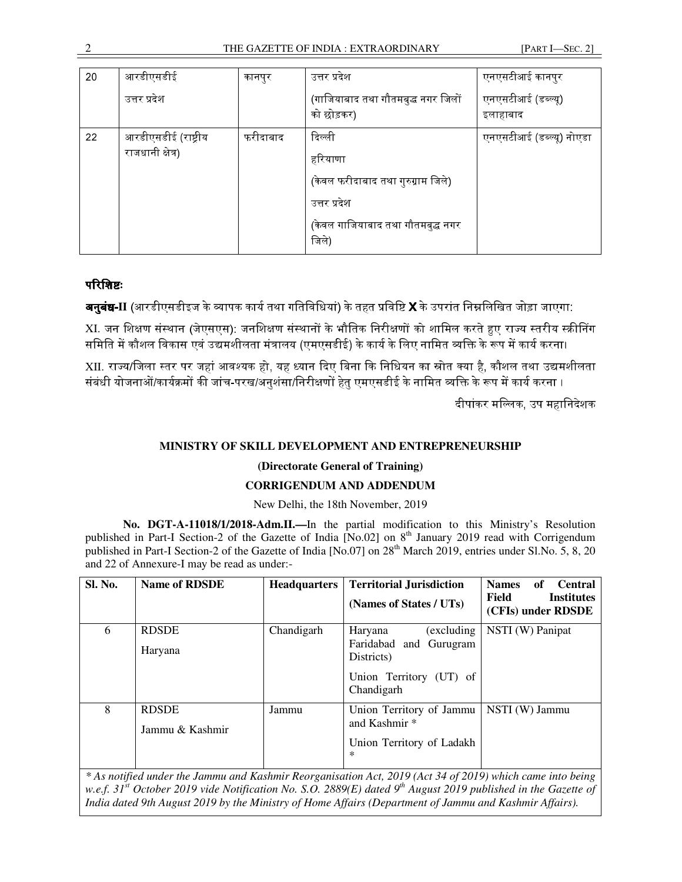| 20 | आरडीएसडीई उत्तर प्रदेश | कानपुर | उत्तर प्रदेश (गाजियाबाद तथा गौतमबुद्ध नगर जिलों को छोड़कर) | एनएसटीआई कानपुर एनएसटीआई (डब्ल्यू) इलाहाबाद |
|---|---|---|---|---|
| 22 | आरडीएसडीई (राष्ट्रीय राजधानी क्षेत्र) | फरीदाबाद | दिल्ली<br>हरियाणा<br>(केवल फरीदाबाद तथा गुरुग्राम जिले)<br>उत्तर प्रदेश<br>(केवल गाजियाबाद तथा गौतमबुद्ध नगर जिले) | एनएसटीआई (डब्ल्यू) नोएडा |

**परिशिष्टः**

**अनुबंध-II** (आरडीएसडीइज के व्यापक कार्य तथा गतिविधियां) के तहत प्रविष्टि **X** के उपरांत निम्नलिखित जोड़ा जाएगा:

XI. जन शिक्षण संस्थान (जेएसएस): जनशिक्षण संस्थानों के भौतिक निरीक्षणों को शामिल करते हुए राज्य स्तरीय स्क्रीनिंग समिति में कौशल विकास एवं उद्यमशीलता मंत्रालय (एमएसडीई) के कार्य के लिए नामित व्यक्ति के रूप में कार्य करना।

XII. राज्य/जिला स्तर पर जहां आवश्यक हो, यह ध्यान दिए बिना कि निधियन का स्रोत क्या है, कौशल तथा उद्यमशीलता संबंधी योजनाओं/कार्यक्रमों की जांच-परख/अनुशंसा/निरीक्षणों हेतु एमएसडीई के नामित व्यक्ति के रूप में कार्य करना।

दीपांकर मल्लिक, उप महानिदेशक

**MINISTRY OF SKILL DEVELOPMENT AND ENTREPRENEURSHIP**

**(Directorate General of Training)**

**CORRIGENDUM AND ADDENDUM**

New Delhi, the 18th November, 2019

**No. DGT-A-11018/1/2018-Adm.II.—**In the partial modification to this Ministry's Resolution published in Part-I Section-2 of the Gazette of India [No.02] on 8th January 2019 read with Corrigendum published in Part-I Section-2 of the Gazette of India [No.07] on 28th March 2019, entries under Sl.No. 5, 8, 20 and 22 of Annexure-I may be read as under:-

| Sl. No. | Name of RDSDE | Headquarters | Territorial Jurisdiction (Names of States / UTs) | Names of Central Field Institutes (CFIs) under RDSDE |
|---|---|---|---|---|
| 6 | RDSDE Haryana | Chandigarh | Haryana (excluding Faridabad and Gurugram Districts)<br>Union Territory (UT) of Chandigarh | NSTI (W) Panipat |
| 8 | RDSDE Jammu & Kashmir | Jammu | Union Territory of Jammu and Kashmir *<br>Union Territory of Ladakh * | NSTI (W) Jammu |

*\* As notified under the Jammu and Kashmir Reorganisation Act, 2019 (Act 34 of 2019) which came into being w.e.f. 31st October 2019 vide Notification No. S.O. 2889(E) dated 9th August 2019 published in the Gazette of India dated 9th August 2019 by the Ministry of Home Affairs (Department of Jammu and Kashmir Affairs).*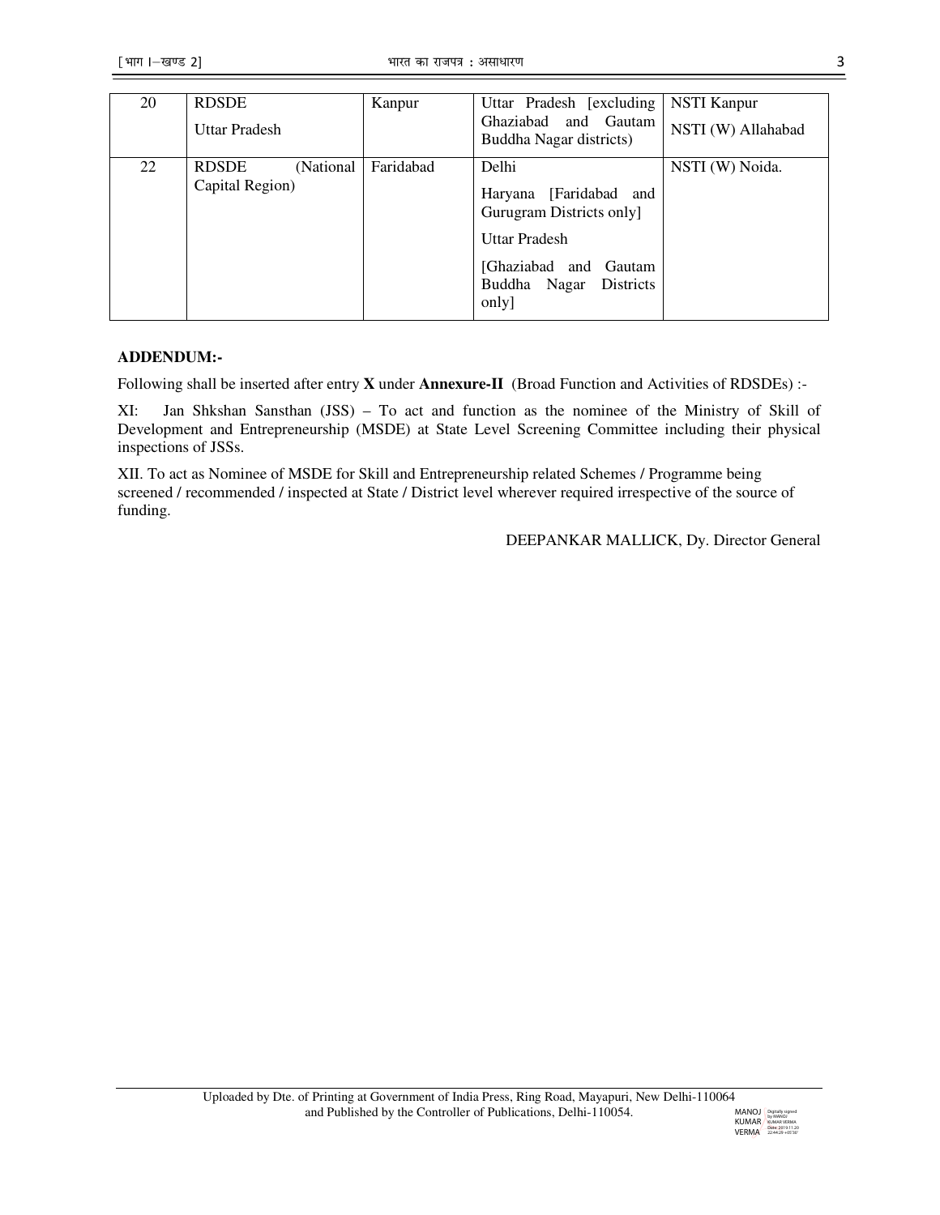| | | | | |
|---|---|---|---|---|
| 20 | RDSDE<br>Uttar Pradesh | Kanpur | Uttar Pradesh [excluding Ghaziabad and Gautam Buddha Nagar districts) | NSTI Kanpur<br>NSTI (W) Allahabad |
| 22 | RDSDE (National Capital Region) | Faridabad | Delhi<br>Haryana [Faridabad and Gurugram Districts only]<br>Uttar Pradesh<br>[Ghaziabad and Gautam Buddha Nagar Districts only] | NSTI (W) Noida. |

**ADDENDUM:-**

Following shall be inserted after entry **X** under **Annexure-II** (Broad Function and Activities of RDSDEs) :-

XI: Jan Shkshan Sansthan (JSS) – To act and function as the nominee of the Ministry of Skill of Development and Entrepreneurship (MSDE) at State Level Screening Committee including their physical inspections of JSSs.

XII. To act as Nominee of MSDE for Skill and Entrepreneurship related Schemes / Programme being screened / recommended / inspected at State / District level wherever required irrespective of the source of funding.

DEEPANKAR MALLICK, Dy. Director General

Uploaded by Dte. of Printing at Government of India Press, Ring Road, Mayapuri, New Delhi-110064 and Published by the Controller of Publications, Delhi-110054.